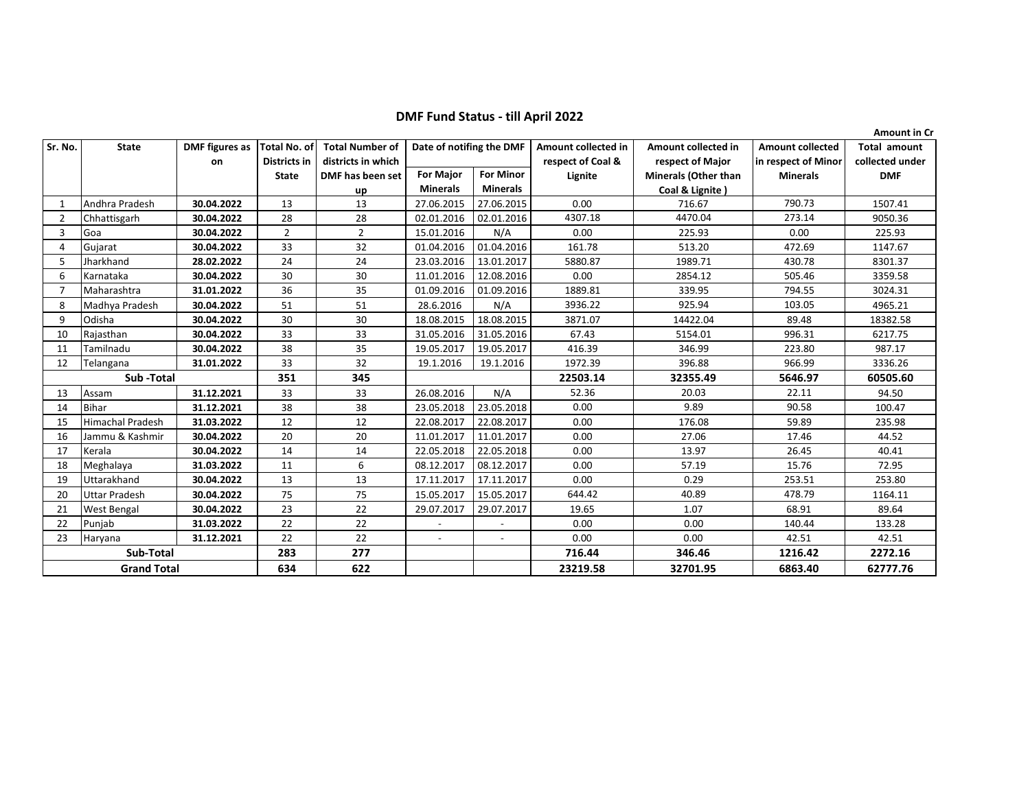# DMF Fund Status - till April 2022

**Amount in Cr**

| Sr. No. | State | DMF figures as on | Total No. of Districts in State | Total Number of districts in which DMF has been set up | Date of notifing the DMF | | Amount collected in respect of Coal & Lignite | Amount collected in respect of Major Minerals (Other than Coal & Lignite ) | Amount collected in respect of Minor Minerals | Total amount collected under DMF |
|---|---|---|---|---|---|---|---|---|---|---|
| | | | | | For Major Minerals | For Minor Minerals | | | | |
| 1 | Andhra Pradesh | **30.04.2022** | 13 | 13 | 27.06.2015 | 27.06.2015 | 0.00 | 716.67 | 790.73 | 1507.41 |
| 2 | Chhattisgarh | **30.04.2022** | 28 | 28 | 02.01.2016 | 02.01.2016 | 4307.18 | 4470.04 | 273.14 | 9050.36 |
| 3 | Goa | **30.04.2022** | 2 | 2 | 15.01.2016 | N/A | 0.00 | 225.93 | 0.00 | 225.93 |
| 4 | Gujarat | **30.04.2022** | 33 | 32 | 01.04.2016 | 01.04.2016 | 161.78 | 513.20 | 472.69 | 1147.67 |
| 5 | Jharkhand | **28.02.2022** | 24 | 24 | 23.03.2016 | 13.01.2017 | 5880.87 | 1989.71 | 430.78 | 8301.37 |
| 6 | Karnataka | **30.04.2022** | 30 | 30 | 11.01.2016 | 12.08.2016 | 0.00 | 2854.12 | 505.46 | 3359.58 |
| 7 | Maharashtra | **31.01.2022** | 36 | 35 | 01.09.2016 | 01.09.2016 | 1889.81 | 339.95 | 794.55 | 3024.31 |
| 8 | Madhya Pradesh | **30.04.2022** | 51 | 51 | 28.6.2016 | N/A | 3936.22 | 925.94 | 103.05 | 4965.21 |
| 9 | Odisha | **30.04.2022** | 30 | 30 | 18.08.2015 | 18.08.2015 | 3871.07 | 14422.04 | 89.48 | 18382.58 |
| 10 | Rajasthan | **30.04.2022** | 33 | 33 | 31.05.2016 | 31.05.2016 | 67.43 | 5154.01 | 996.31 | 6217.75 |
| 11 | Tamilnadu | **30.04.2022** | 38 | 35 | 19.05.2017 | 19.05.2017 | 416.39 | 346.99 | 223.80 | 987.17 |
| 12 | Telangana | **31.01.2022** | 33 | 32 | 19.1.2016 | 19.1.2016 | 1972.39 | 396.88 | 966.99 | 3336.26 |
| **Sub -Total** | | | **351** | **345** | | | **22503.14** | **32355.49** | **5646.97** | **60505.60** |
| 13 | Assam | **31.12.2021** | 33 | 33 | 26.08.2016 | N/A | 52.36 | 20.03 | 22.11 | 94.50 |
| 14 | Bihar | **31.12.2021** | 38 | 38 | 23.05.2018 | 23.05.2018 | 0.00 | 9.89 | 90.58 | 100.47 |
| 15 | Himachal Pradesh | **31.03.2022** | 12 | 12 | 22.08.2017 | 22.08.2017 | 0.00 | 176.08 | 59.89 | 235.98 |
| 16 | Jammu & Kashmir | **30.04.2022** | 20 | 20 | 11.01.2017 | 11.01.2017 | 0.00 | 27.06 | 17.46 | 44.52 |
| 17 | Kerala | **30.04.2022** | 14 | 14 | 22.05.2018 | 22.05.2018 | 0.00 | 13.97 | 26.45 | 40.41 |
| 18 | Meghalaya | **31.03.2022** | 11 | 6 | 08.12.2017 | 08.12.2017 | 0.00 | 57.19 | 15.76 | 72.95 |
| 19 | Uttarakhand | **30.04.2022** | 13 | 13 | 17.11.2017 | 17.11.2017 | 0.00 | 0.29 | 253.51 | 253.80 |
| 20 | Uttar Pradesh | **30.04.2022** | 75 | 75 | 15.05.2017 | 15.05.2017 | 644.42 | 40.89 | 478.79 | 1164.11 |
| 21 | West Bengal | **30.04.2022** | 23 | 22 | 29.07.2017 | 29.07.2017 | 19.65 | 1.07 | 68.91 | 89.64 |
| 22 | Punjab | **31.03.2022** | 22 | 22 | - | - | 0.00 | 0.00 | 140.44 | 133.28 |
| 23 | Haryana | **31.12.2021** | 22 | 22 | - | - | 0.00 | 0.00 | 42.51 | 42.51 |
| **Sub-Total** | | | **283** | **277** | | | **716.44** | **346.46** | **1216.42** | **2272.16** |
| **Grand Total** | | | **634** | **622** | | | **23219.58** | **32701.95** | **6863.40** | **62777.76** |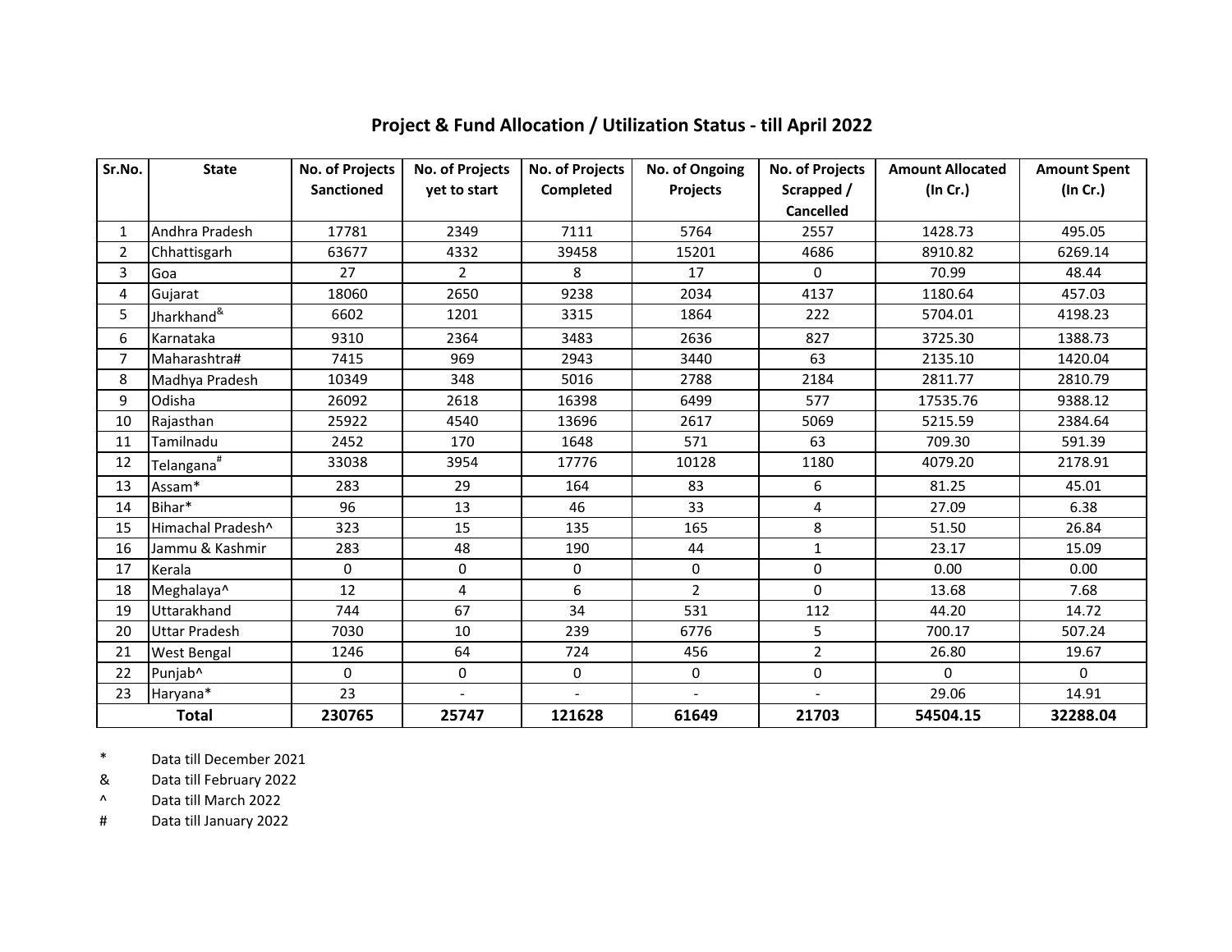## Project & Fund Allocation / Utilization Status - till April 2022

| Sr.No. | State | No. of Projects Sanctioned | No. of Projects yet to start | No. of Projects Completed | No. of Ongoing Projects | No. of Projects Scrapped / Cancelled | Amount Allocated (In Cr.) | Amount Spent (In Cr.) |
|---|---|---|---|---|---|---|---|---|
| 1 | Andhra Pradesh | 17781 | 2349 | 7111 | 5764 | 2557 | 1428.73 | 495.05 |
| 2 | Chhattisgarh | 63677 | 4332 | 39458 | 15201 | 4686 | 8910.82 | 6269.14 |
| 3 | Goa | 27 | 2 | 8 | 17 | 0 | 70.99 | 48.44 |
| 4 | Gujarat | 18060 | 2650 | 9238 | 2034 | 4137 | 1180.64 | 457.03 |
| 5 | Jharkhand& | 6602 | 1201 | 3315 | 1864 | 222 | 5704.01 | 4198.23 |
| 6 | Karnataka | 9310 | 2364 | 3483 | 2636 | 827 | 3725.30 | 1388.73 |
| 7 | Maharashtra# | 7415 | 969 | 2943 | 3440 | 63 | 2135.10 | 1420.04 |
| 8 | Madhya Pradesh | 10349 | 348 | 5016 | 2788 | 2184 | 2811.77 | 2810.79 |
| 9 | Odisha | 26092 | 2618 | 16398 | 6499 | 577 | 17535.76 | 9388.12 |
| 10 | Rajasthan | 25922 | 4540 | 13696 | 2617 | 5069 | 5215.59 | 2384.64 |
| 11 | Tamilnadu | 2452 | 170 | 1648 | 571 | 63 | 709.30 | 591.39 |
| 12 | Telangana# | 33038 | 3954 | 17776 | 10128 | 1180 | 4079.20 | 2178.91 |
| 13 | Assam* | 283 | 29 | 164 | 83 | 6 | 81.25 | 45.01 |
| 14 | Bihar* | 96 | 13 | 46 | 33 | 4 | 27.09 | 6.38 |
| 15 | Himachal Pradesh^ | 323 | 15 | 135 | 165 | 8 | 51.50 | 26.84 |
| 16 | Jammu & Kashmir | 283 | 48 | 190 | 44 | 1 | 23.17 | 15.09 |
| 17 | Kerala | 0 | 0 | 0 | 0 | 0 | 0.00 | 0.00 |
| 18 | Meghalaya^ | 12 | 4 | 6 | 2 | 0 | 13.68 | 7.68 |
| 19 | Uttarakhand | 744 | 67 | 34 | 531 | 112 | 44.20 | 14.72 |
| 20 | Uttar Pradesh | 7030 | 10 | 239 | 6776 | 5 | 700.17 | 507.24 |
| 21 | West Bengal | 1246 | 64 | 724 | 456 | 2 | 26.80 | 19.67 |
| 22 | Punjab^ | 0 | 0 | 0 | 0 | 0 | 0 | 0 |
| 23 | Haryana* | 23 | - | - | - | - | 29.06 | 14.91 |
| **Total** | | **230765** | **25747** | **121628** | **61649** | **21703** | **54504.15** | **32288.04** |

\* Data till December 2021

& Data till February 2022

^ Data till March 2022

# Data till January 2022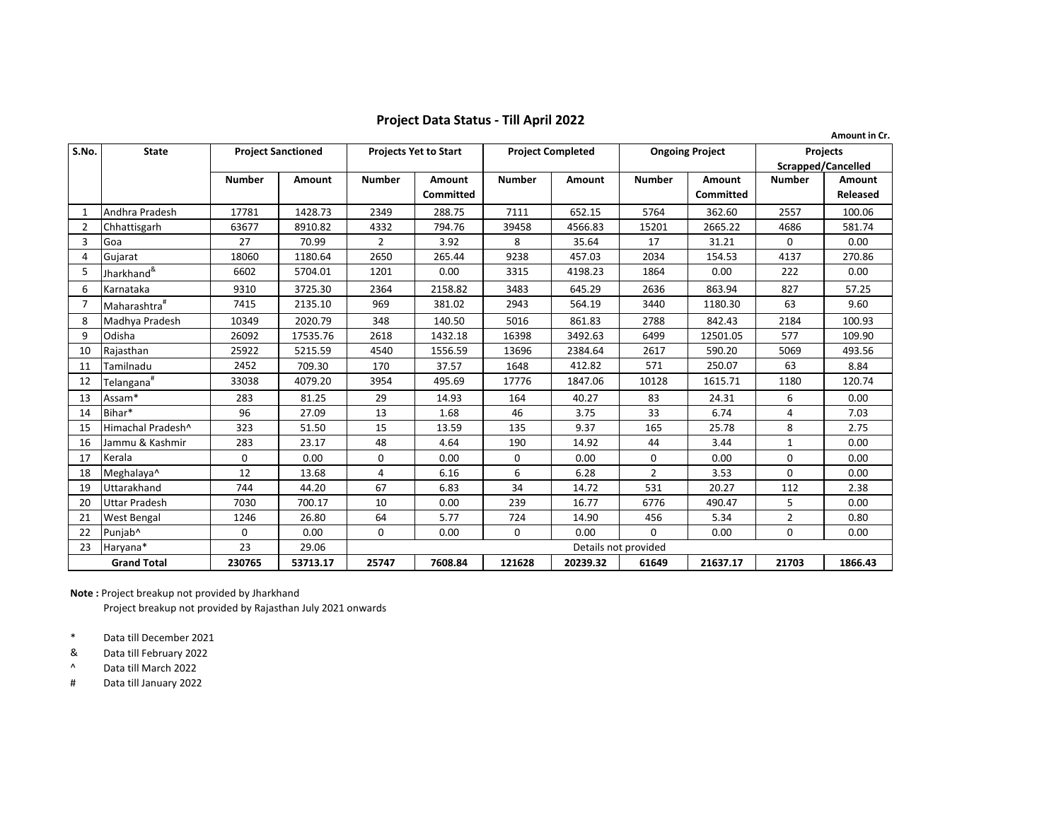## Project Data Status - Till April 2022

Amount in Cr.

| S.No. | State | Project Sanctioned | | Projects Yet to Start | | Project Completed | | Ongoing Project | | Projects Scrapped/Cancelled | |
|---|---|---|---|---|---|---|---|---|---|---|---|
| | | Number | Amount | Number | Amount Committed | Number | Amount | Number | Amount Committed | Number | Amount Released |
| 1 | Andhra Pradesh | 17781 | 1428.73 | 2349 | 288.75 | 7111 | 652.15 | 5764 | 362.60 | 2557 | 100.06 |
| 2 | Chhattisgarh | 63677 | 8910.82 | 4332 | 794.76 | 39458 | 4566.83 | 15201 | 2665.22 | 4686 | 581.74 |
| 3 | Goa | 27 | 70.99 | 2 | 3.92 | 8 | 35.64 | 17 | 31.21 | 0 | 0.00 |
| 4 | Gujarat | 18060 | 1180.64 | 2650 | 265.44 | 9238 | 457.03 | 2034 | 154.53 | 4137 | 270.86 |
| 5 | Jharkhand[&] | 6602 | 5704.01 | 1201 | 0.00 | 3315 | 4198.23 | 1864 | 0.00 | 222 | 0.00 |
| 6 | Karnataka | 9310 | 3725.30 | 2364 | 2158.82 | 3483 | 645.29 | 2636 | 863.94 | 827 | 57.25 |
| 7 | Maharashtra[#] | 7415 | 2135.10 | 969 | 381.02 | 2943 | 564.19 | 3440 | 1180.30 | 63 | 9.60 |
| 8 | Madhya Pradesh | 10349 | 2020.79 | 348 | 140.50 | 5016 | 861.83 | 2788 | 842.43 | 2184 | 100.93 |
| 9 | Odisha | 26092 | 17535.76 | 2618 | 1432.18 | 16398 | 3492.63 | 6499 | 12501.05 | 577 | 109.90 |
| 10 | Rajasthan | 25922 | 5215.59 | 4540 | 1556.59 | 13696 | 2384.64 | 2617 | 590.20 | 5069 | 493.56 |
| 11 | Tamilnadu | 2452 | 709.30 | 170 | 37.57 | 1648 | 412.82 | 571 | 250.07 | 63 | 8.84 |
| 12 | Telangana[#] | 33038 | 4079.20 | 3954 | 495.69 | 17776 | 1847.06 | 10128 | 1615.71 | 1180 | 120.74 |
| 13 | Assam* | 283 | 81.25 | 29 | 14.93 | 164 | 40.27 | 83 | 24.31 | 6 | 0.00 |
| 14 | Bihar* | 96 | 27.09 | 13 | 1.68 | 46 | 3.75 | 33 | 6.74 | 4 | 7.03 |
| 15 | Himachal Pradesh^ | 323 | 51.50 | 15 | 13.59 | 135 | 9.37 | 165 | 25.78 | 8 | 2.75 |
| 16 | Jammu & Kashmir | 283 | 23.17 | 48 | 4.64 | 190 | 14.92 | 44 | 3.44 | 1 | 0.00 |
| 17 | Kerala | 0 | 0.00 | 0 | 0.00 | 0 | 0.00 | 0 | 0.00 | 0 | 0.00 |
| 18 | Meghalaya^ | 12 | 13.68 | 4 | 6.16 | 6 | 6.28 | 2 | 3.53 | 0 | 0.00 |
| 19 | Uttarakhand | 744 | 44.20 | 67 | 6.83 | 34 | 14.72 | 531 | 20.27 | 112 | 2.38 |
| 20 | Uttar Pradesh | 7030 | 700.17 | 10 | 0.00 | 239 | 16.77 | 6776 | 490.47 | 5 | 0.00 |
| 21 | West Bengal | 1246 | 26.80 | 64 | 5.77 | 724 | 14.90 | 456 | 5.34 | 2 | 0.80 |
| 22 | Punjab^ | 0 | 0.00 | 0 | 0.00 | 0 | 0.00 | 0 | 0.00 | 0 | 0.00 |
| 23 | Haryana* | 23 | 29.06 | Details not provided | | | | | | | |
| | **Grand Total** | **230765** | **53713.17** | **25747** | **7608.84** | **121628** | **20239.32** | **61649** | **21637.17** | **21703** | **1866.43** |

**Note :** Project breakup not provided by Jharkhand
Project breakup not provided by Rajasthan July 2021 onwards

\* Data till December 2021
& Data till February 2022
^ Data till March 2022
\# Data till January 2022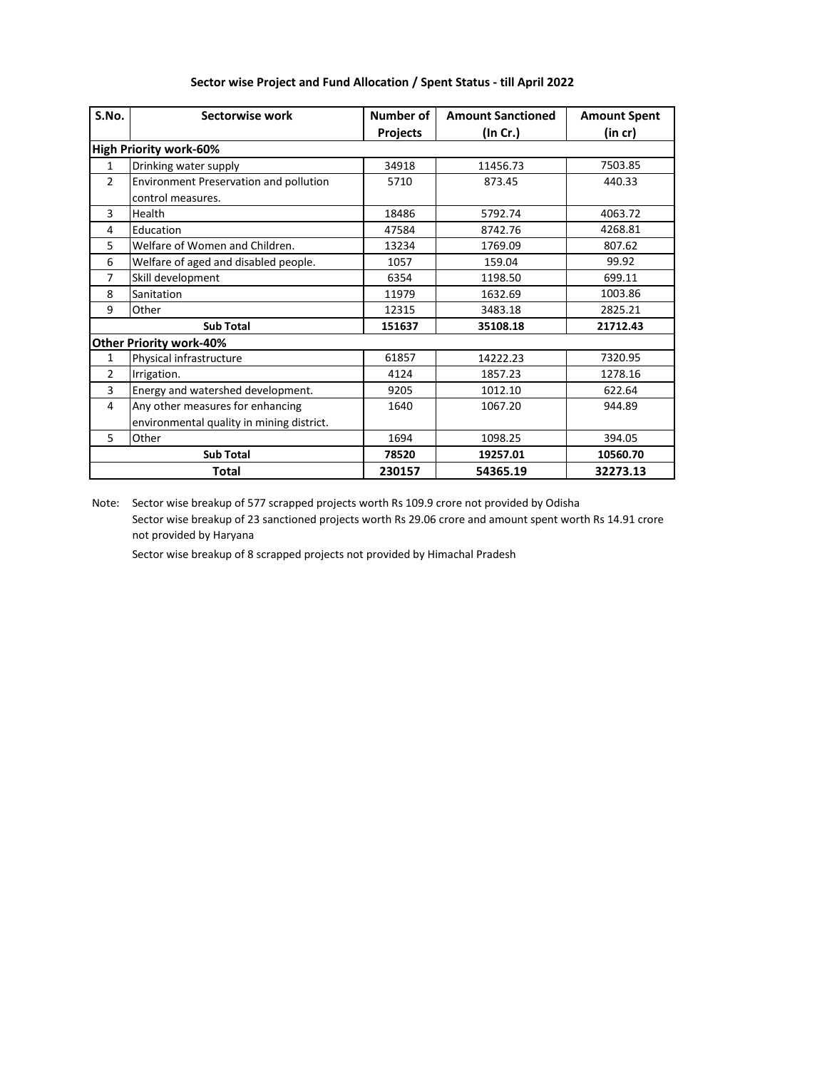### Sector wise Project and Fund Allocation / Spent Status - till April 2022

| S.No. | Sectorwise work | Number of Projects | Amount Sanctioned (In Cr.) | Amount Spent (in cr) |
|---|---|---|---|---|
| **High Priority work-60%** | | | | |
| 1 | Drinking water supply | 34918 | 11456.73 | 7503.85 |
| 2 | Environment Preservation and pollution control measures. | 5710 | 873.45 | 440.33 |
| 3 | Health | 18486 | 5792.74 | 4063.72 |
| 4 | Education | 47584 | 8742.76 | 4268.81 |
| 5 | Welfare of Women and Children. | 13234 | 1769.09 | 807.62 |
| 6 | Welfare of aged and disabled people. | 1057 | 159.04 | 99.92 |
| 7 | Skill development | 6354 | 1198.50 | 699.11 |
| 8 | Sanitation | 11979 | 1632.69 | 1003.86 |
| 9 | Other | 12315 | 3483.18 | 2825.21 |
| | **Sub Total** | **151637** | **35108.18** | **21712.43** |
| **Other Priority work-40%** | | | | |
| 1 | Physical infrastructure | 61857 | 14222.23 | 7320.95 |
| 2 | Irrigation. | 4124 | 1857.23 | 1278.16 |
| 3 | Energy and watershed development. | 9205 | 1012.10 | 622.64 |
| 4 | Any other measures for enhancing environmental quality in mining district. | 1640 | 1067.20 | 944.89 |
| 5 | Other | 1694 | 1098.25 | 394.05 |
| | **Sub Total** | **78520** | **19257.01** | **10560.70** |
| | **Total** | **230157** | **54365.19** | **32273.13** |

Note: Sector wise breakup of 577 scrapped projects worth Rs 109.9 crore not provided by Odisha

Sector wise breakup of 23 sanctioned projects worth Rs 29.06 crore and amount spent worth Rs 14.91 crore not provided by Haryana

Sector wise breakup of 8 scrapped projects not provided by Himachal Pradesh